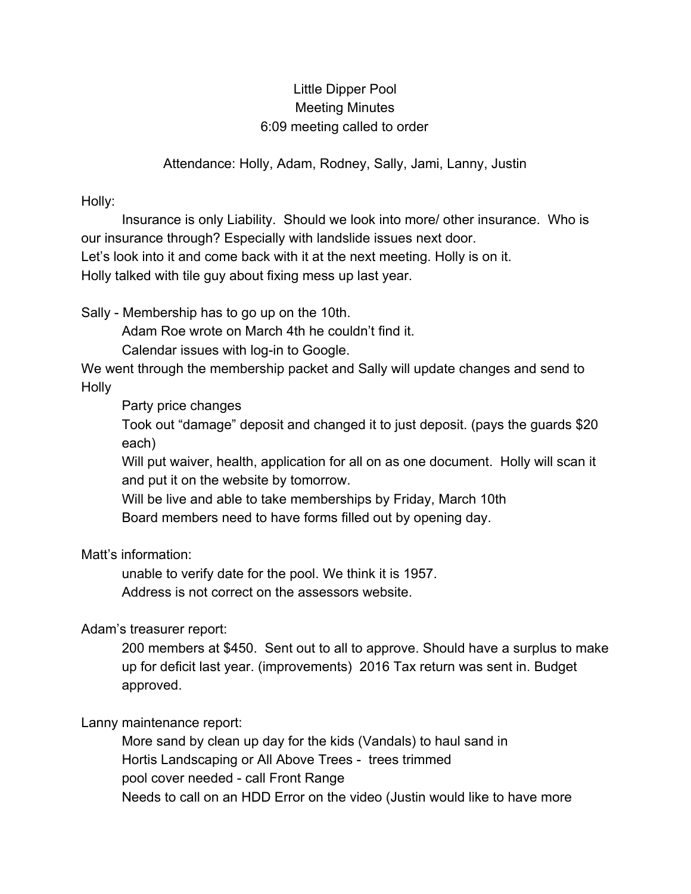Little Dipper Pool
Meeting Minutes
6:09 meeting called to order

Attendance: Holly, Adam, Rodney, Sally, Jami, Lanny, Justin

Holly:

Insurance is only Liability. Should we look into more/ other insurance. Who is our insurance through? Especially with landslide issues next door.
Let's look into it and come back with it at the next meeting. Holly is on it.
Holly talked with tile guy about fixing mess up last year.

Sally - Membership has to go up on the 10th.

Adam Roe wrote on March 4th he couldn't find it.

Calendar issues with log-in to Google.

We went through the membership packet and Sally will update changes and send to Holly

Party price changes

Took out "damage" deposit and changed it to just deposit. (pays the guards $20 each)

Will put waiver, health, application for all on as one document. Holly will scan it and put it on the website by tomorrow.

Will be live and able to take memberships by Friday, March 10th

Board members need to have forms filled out by opening day.

Matt's information:

unable to verify date for the pool. We think it is 1957.

Address is not correct on the assessors website.

Adam's treasurer report:

200 members at $450. Sent out to all to approve. Should have a surplus to make up for deficit last year. (improvements) 2016 Tax return was sent in. Budget approved.

Lanny maintenance report:

More sand by clean up day for the kids (Vandals) to haul sand in

Hortis Landscaping or All Above Trees - trees trimmed

pool cover needed - call Front Range

Needs to call on an HDD Error on the video (Justin would like to have more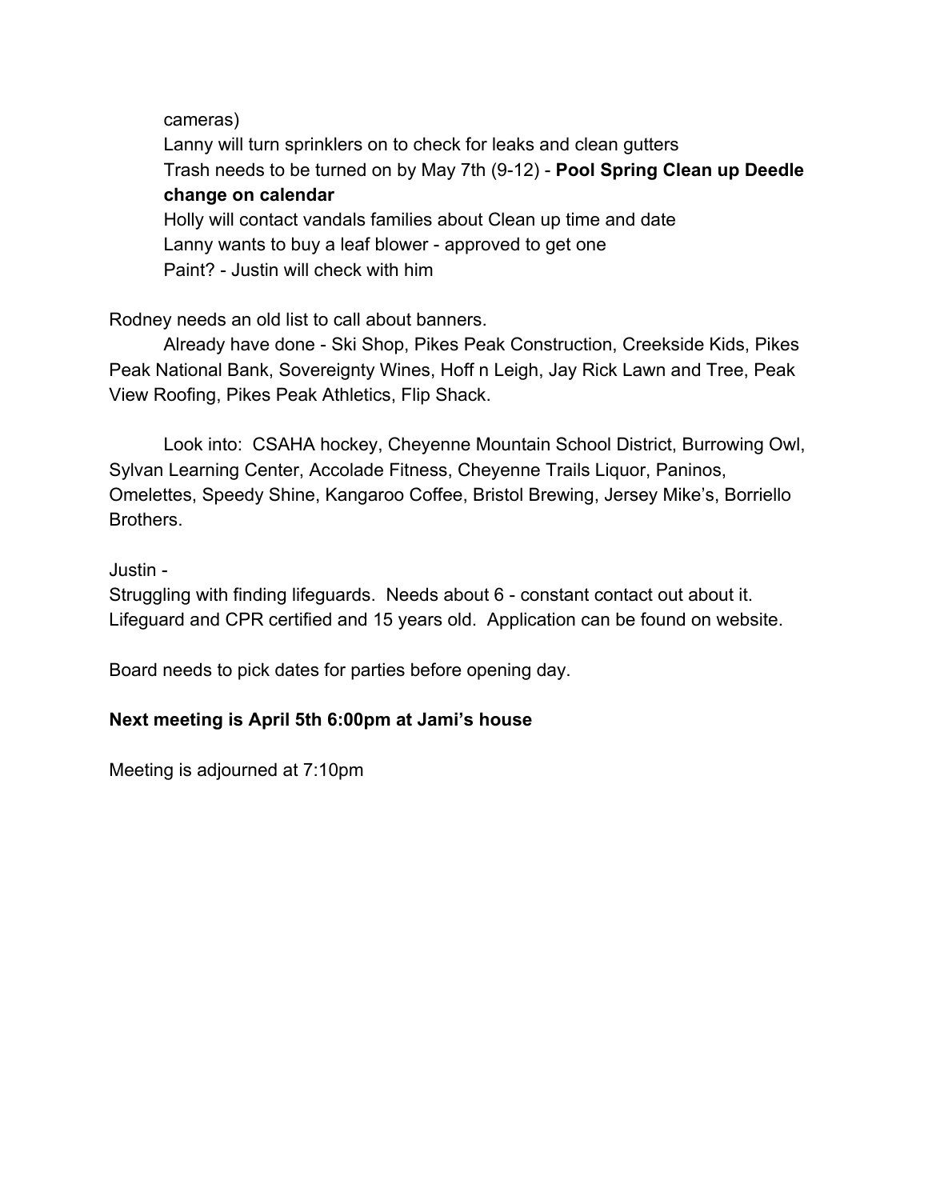cameras)

Lanny will turn sprinklers on to check for leaks and clean gutters

Trash needs to be turned on by May 7th (9-12) - **Pool Spring Clean up Deedle change on calendar**

Holly will contact vandals families about Clean up time and date

Lanny wants to buy a leaf blower - approved to get one

Paint? - Justin will check with him

Rodney needs an old list to call about banners.

Already have done - Ski Shop, Pikes Peak Construction, Creekside Kids, Pikes Peak National Bank, Sovereignty Wines, Hoff n Leigh, Jay Rick Lawn and Tree, Peak View Roofing, Pikes Peak Athletics, Flip Shack.

Look into: CSAHA hockey, Cheyenne Mountain School District, Burrowing Owl, Sylvan Learning Center, Accolade Fitness, Cheyenne Trails Liquor, Paninos, Omelettes, Speedy Shine, Kangaroo Coffee, Bristol Brewing, Jersey Mike's, Borriello Brothers.

Justin -

Struggling with finding lifeguards. Needs about 6 - constant contact out about it. Lifeguard and CPR certified and 15 years old. Application can be found on website.

Board needs to pick dates for parties before opening day.

**Next meeting is April 5th 6:00pm at Jami's house**

Meeting is adjourned at 7:10pm